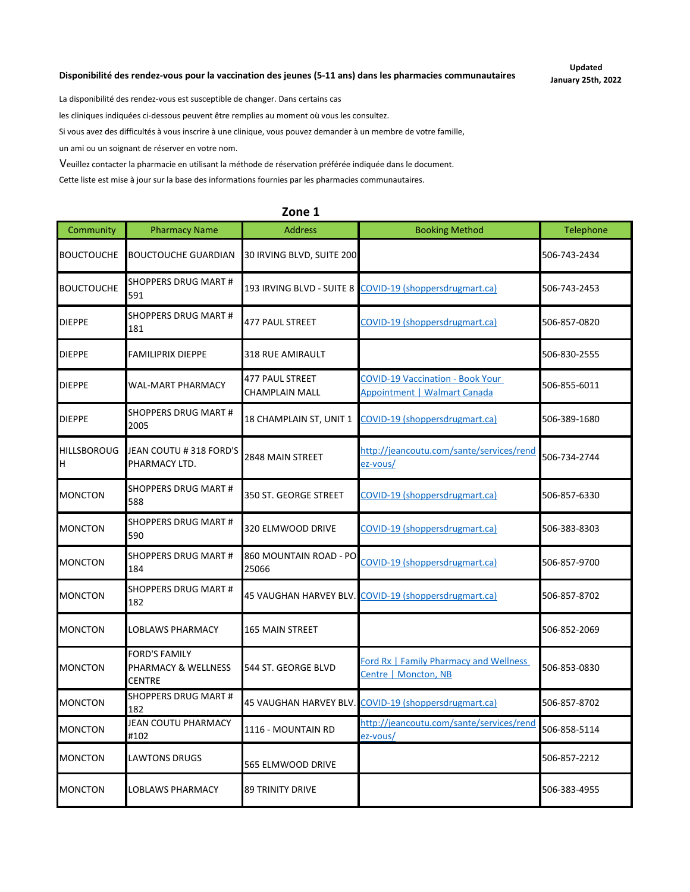**Disponibilité des rendez-vous pour la vaccination des jeunes (5-11 ans) dans les pharmacies communautaires**

**Updated January 25th, 2022**

La disponibilité des rendez-vous est susceptible de changer. Dans certains cas
les cliniques indiquées ci-dessous peuvent être remplies au moment où vous les consultez.
Si vous avez des difficultés à vous inscrire à une clinique, vous pouvez demander à un membre de votre famille,
un ami ou un soignant de réserver en votre nom.
Veuillez contacter la pharmacie en utilisant la méthode de réservation préférée indiquée dans le document.
Cette liste est mise à jour sur la base des informations fournies par les pharmacies communautaires.

## Zone 1

| Community | Pharmacy Name | Address | Booking Method | Telephone |
|---|---|---|---|---|
| BOUCTOUCHE | BOUCTOUCHE GUARDIAN | 30 IRVING BLVD, SUITE 200 | | 506-743-2434 |
| BOUCTOUCHE | SHOPPERS DRUG MART # 591 | 193 IRVING BLVD - SUITE 8 | COVID-19 (shoppersdrugmart.ca) | 506-743-2453 |
| DIEPPE | SHOPPERS DRUG MART # 181 | 477 PAUL STREET | COVID-19 (shoppersdrugmart.ca) | 506-857-0820 |
| DIEPPE | FAMILIPRIX DIEPPE | 318 RUE AMIRAULT | | 506-830-2555 |
| DIEPPE | WAL-MART PHARMACY | 477 PAUL STREET CHAMPLAIN MALL | COVID-19 Vaccination - Book Your Appointment \| Walmart Canada | 506-855-6011 |
| DIEPPE | SHOPPERS DRUG MART # 2005 | 18 CHAMPLAIN ST, UNIT 1 | COVID-19 (shoppersdrugmart.ca) | 506-389-1680 |
| HILLSBOROUGH | JEAN COUTU # 318 FORD'S PHARMACY LTD. | 2848 MAIN STREET | http://jeancoutu.com/sante/services/rendez-vous/ | 506-734-2744 |
| MONCTON | SHOPPERS DRUG MART # 588 | 350 ST. GEORGE STREET | COVID-19 (shoppersdrugmart.ca) | 506-857-6330 |
| MONCTON | SHOPPERS DRUG MART # 590 | 320 ELMWOOD DRIVE | COVID-19 (shoppersdrugmart.ca) | 506-383-8303 |
| MONCTON | SHOPPERS DRUG MART # 184 | 860 MOUNTAIN ROAD - PO 25066 | COVID-19 (shoppersdrugmart.ca) | 506-857-9700 |
| MONCTON | SHOPPERS DRUG MART # 182 | 45 VAUGHAN HARVEY BLV. | COVID-19 (shoppersdrugmart.ca) | 506-857-8702 |
| MONCTON | LOBLAWS PHARMACY | 165 MAIN STREET | | 506-852-2069 |
| MONCTON | FORD'S FAMILY PHARMACY & WELLNESS CENTRE | 544 ST. GEORGE BLVD | Ford Rx \| Family Pharmacy and Wellness Centre \| Moncton, NB | 506-853-0830 |
| MONCTON | SHOPPERS DRUG MART # 182 | 45 VAUGHAN HARVEY BLV. | COVID-19 (shoppersdrugmart.ca) | 506-857-8702 |
| MONCTON | JEAN COUTU PHARMACY #102 | 1116 - MOUNTAIN RD | http://jeancoutu.com/sante/services/rendez-vous/ | 506-858-5114 |
| MONCTON | LAWTONS DRUGS | 565 ELMWOOD DRIVE | | 506-857-2212 |
| MONCTON | LOBLAWS PHARMACY | 89 TRINITY DRIVE | | 506-383-4955 |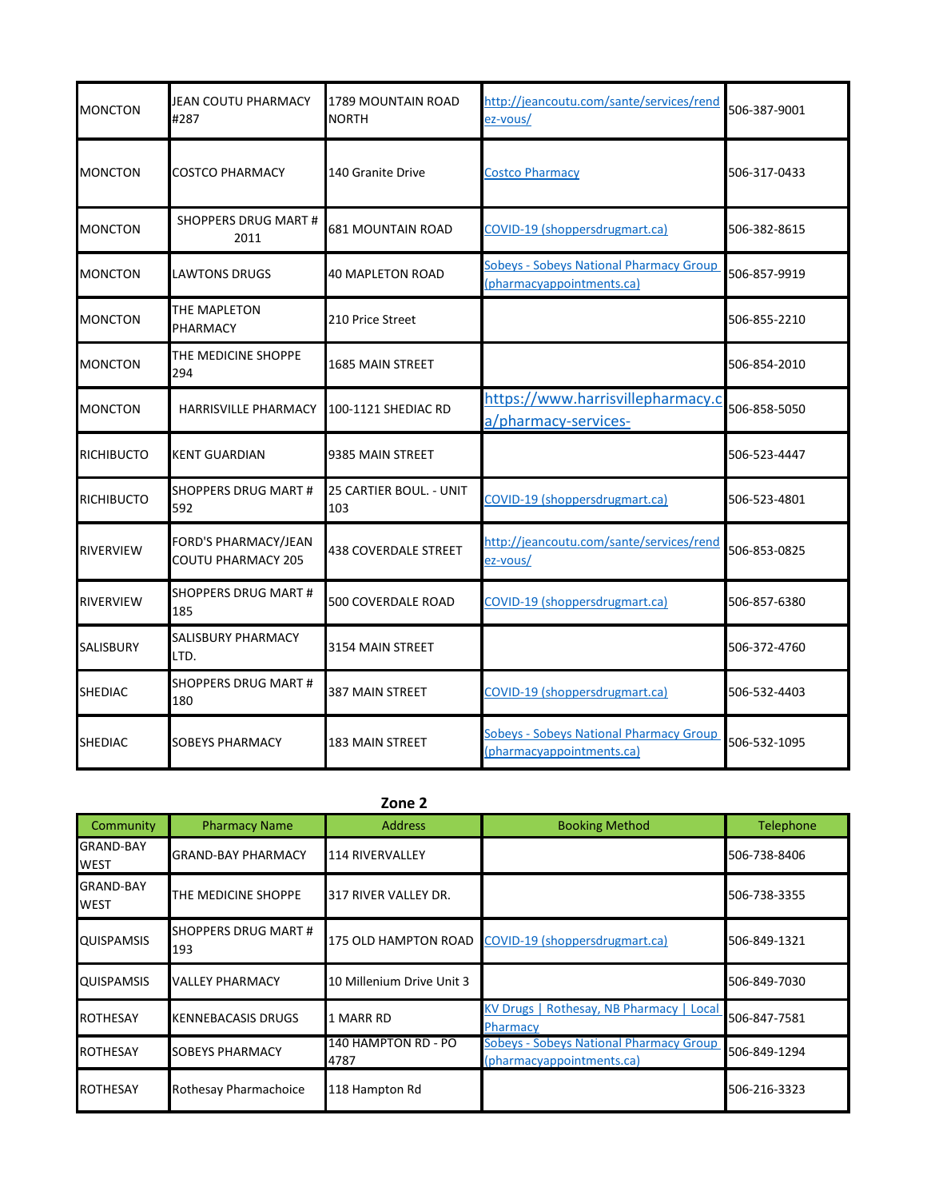| MONCTON | JEAN COUTU PHARMACY #287 | 1789 MOUNTAIN ROAD NORTH | http://jeancoutu.com/sante/services/rendez-vous/ | 506-387-9001 |
|---|---|---|---|---|
| MONCTON | COSTCO PHARMACY | 140 Granite Drive | Costco Pharmacy | 506-317-0433 |
| MONCTON | SHOPPERS DRUG MART # 2011 | 681 MOUNTAIN ROAD | COVID-19 (shoppersdrugmart.ca) | 506-382-8615 |
| MONCTON | LAWTONS DRUGS | 40 MAPLETON ROAD | Sobeys - Sobeys National Pharmacy Group (pharmacyappointments.ca) | 506-857-9919 |
| MONCTON | THE MAPLETON PHARMACY | 210 Price Street | | 506-855-2210 |
| MONCTON | THE MEDICINE SHOPPE 294 | 1685 MAIN STREET | | 506-854-2010 |
| MONCTON | HARRISVILLE PHARMACY | 100-1121 SHEDIAC RD | https://www.harrisvillepharmacy.ca/pharmacy-services- | 506-858-5050 |
| RICHIBUCTO | KENT GUARDIAN | 9385 MAIN STREET | | 506-523-4447 |
| RICHIBUCTO | SHOPPERS DRUG MART # 592 | 25 CARTIER BOUL. - UNIT 103 | COVID-19 (shoppersdrugmart.ca) | 506-523-4801 |
| RIVERVIEW | FORD'S PHARMACY/JEAN COUTU PHARMACY 205 | 438 COVERDALE STREET | http://jeancoutu.com/sante/services/rendez-vous/ | 506-853-0825 |
| RIVERVIEW | SHOPPERS DRUG MART # 185 | 500 COVERDALE ROAD | COVID-19 (shoppersdrugmart.ca) | 506-857-6380 |
| SALISBURY | SALISBURY PHARMACY LTD. | 3154 MAIN STREET | | 506-372-4760 |
| SHEDIAC | SHOPPERS DRUG MART # 180 | 387 MAIN STREET | COVID-19 (shoppersdrugmart.ca) | 506-532-4403 |
| SHEDIAC | SOBEYS PHARMACY | 183 MAIN STREET | Sobeys - Sobeys National Pharmacy Group (pharmacyappointments.ca) | 506-532-1095 |

## Zone 2

| Community | Pharmacy Name | Address | Booking Method | Telephone |
|---|---|---|---|---|
| GRAND-BAY WEST | GRAND-BAY PHARMACY | 114 RIVERVALLEY | | 506-738-8406 |
| GRAND-BAY WEST | THE MEDICINE SHOPPE | 317 RIVER VALLEY DR. | | 506-738-3355 |
| QUISPAMSIS | SHOPPERS DRUG MART # 193 | 175 OLD HAMPTON ROAD | COVID-19 (shoppersdrugmart.ca) | 506-849-1321 |
| QUISPAMSIS | VALLEY PHARMACY | 10 Millenium Drive Unit 3 | | 506-849-7030 |
| ROTHESAY | KENNEBACASIS DRUGS | 1 MARR RD | KV Drugs \| Rothesay, NB Pharmacy \| Local Pharmacy | 506-847-7581 |
| ROTHESAY | SOBEYS PHARMACY | 140 HAMPTON RD - PO 4787 | Sobeys - Sobeys National Pharmacy Group (pharmacyappointments.ca) | 506-849-1294 |
| ROTHESAY | Rothesay Pharmachoice | 118 Hampton Rd | | 506-216-3323 |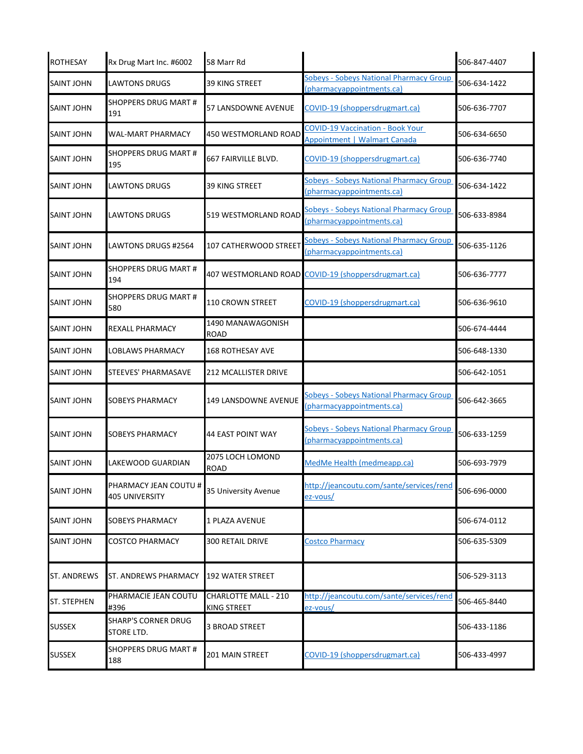| | | | | |
|---|---|---|---|---|
| ROTHESAY | Rx Drug Mart Inc. #6002 | 58 Marr Rd | | 506-847-4407 |
| SAINT JOHN | LAWTONS DRUGS | 39 KING STREET | Sobeys - Sobeys National Pharmacy Group (pharmacyappointments.ca) | 506-634-1422 |
| SAINT JOHN | SHOPPERS DRUG MART # 191 | 57 LANSDOWNE AVENUE | COVID-19 (shoppersdrugmart.ca) | 506-636-7707 |
| SAINT JOHN | WAL-MART PHARMACY | 450 WESTMORLAND ROAD | COVID-19 Vaccination - Book Your Appointment \| Walmart Canada | 506-634-6650 |
| SAINT JOHN | SHOPPERS DRUG MART # 195 | 667 FAIRVILLE BLVD. | COVID-19 (shoppersdrugmart.ca) | 506-636-7740 |
| SAINT JOHN | LAWTONS DRUGS | 39 KING STREET | Sobeys - Sobeys National Pharmacy Group (pharmacyappointments.ca) | 506-634-1422 |
| SAINT JOHN | LAWTONS DRUGS | 519 WESTMORLAND ROAD | Sobeys - Sobeys National Pharmacy Group (pharmacyappointments.ca) | 506-633-8984 |
| SAINT JOHN | LAWTONS DRUGS #2564 | 107 CATHERWOOD STREET | Sobeys - Sobeys National Pharmacy Group (pharmacyappointments.ca) | 506-635-1126 |
| SAINT JOHN | SHOPPERS DRUG MART # 194 | 407 WESTMORLAND ROAD | COVID-19 (shoppersdrugmart.ca) | 506-636-7777 |
| SAINT JOHN | SHOPPERS DRUG MART # 580 | 110 CROWN STREET | COVID-19 (shoppersdrugmart.ca) | 506-636-9610 |
| SAINT JOHN | REXALL PHARMACY | 1490 MANAWAGONISH ROAD | | 506-674-4444 |
| SAINT JOHN | LOBLAWS PHARMACY | 168 ROTHESAY AVE | | 506-648-1330 |
| SAINT JOHN | STEEVES' PHARMASAVE | 212 MCALLISTER DRIVE | | 506-642-1051 |
| SAINT JOHN | SOBEYS PHARMACY | 149 LANSDOWNE AVENUE | Sobeys - Sobeys National Pharmacy Group (pharmacyappointments.ca) | 506-642-3665 |
| SAINT JOHN | SOBEYS PHARMACY | 44 EAST POINT WAY | Sobeys - Sobeys National Pharmacy Group (pharmacyappointments.ca) | 506-633-1259 |
| SAINT JOHN | LAKEWOOD GUARDIAN | 2075 LOCH LOMOND ROAD | MedMe Health (medmeapp.ca) | 506-693-7979 |
| SAINT JOHN | PHARMACY JEAN COUTU # 405 UNIVERSITY | 35 University Avenue | http://jeancoutu.com/sante/services/rendez-vous/ | 506-696-0000 |
| SAINT JOHN | SOBEYS PHARMACY | 1 PLAZA AVENUE | | 506-674-0112 |
| SAINT JOHN | COSTCO PHARMACY | 300 RETAIL DRIVE | Costco Pharmacy | 506-635-5309 |
| ST. ANDREWS | ST. ANDREWS PHARMACY | 192 WATER STREET | | 506-529-3113 |
| ST. STEPHEN | PHARMACIE JEAN COUTU #396 | CHARLOTTE MALL - 210 KING STREET | http://jeancoutu.com/sante/services/rendez-vous/ | 506-465-8440 |
| SUSSEX | SHARP'S CORNER DRUG STORE LTD. | 3 BROAD STREET | | 506-433-1186 |
| SUSSEX | SHOPPERS DRUG MART # 188 | 201 MAIN STREET | COVID-19 (shoppersdrugmart.ca) | 506-433-4997 |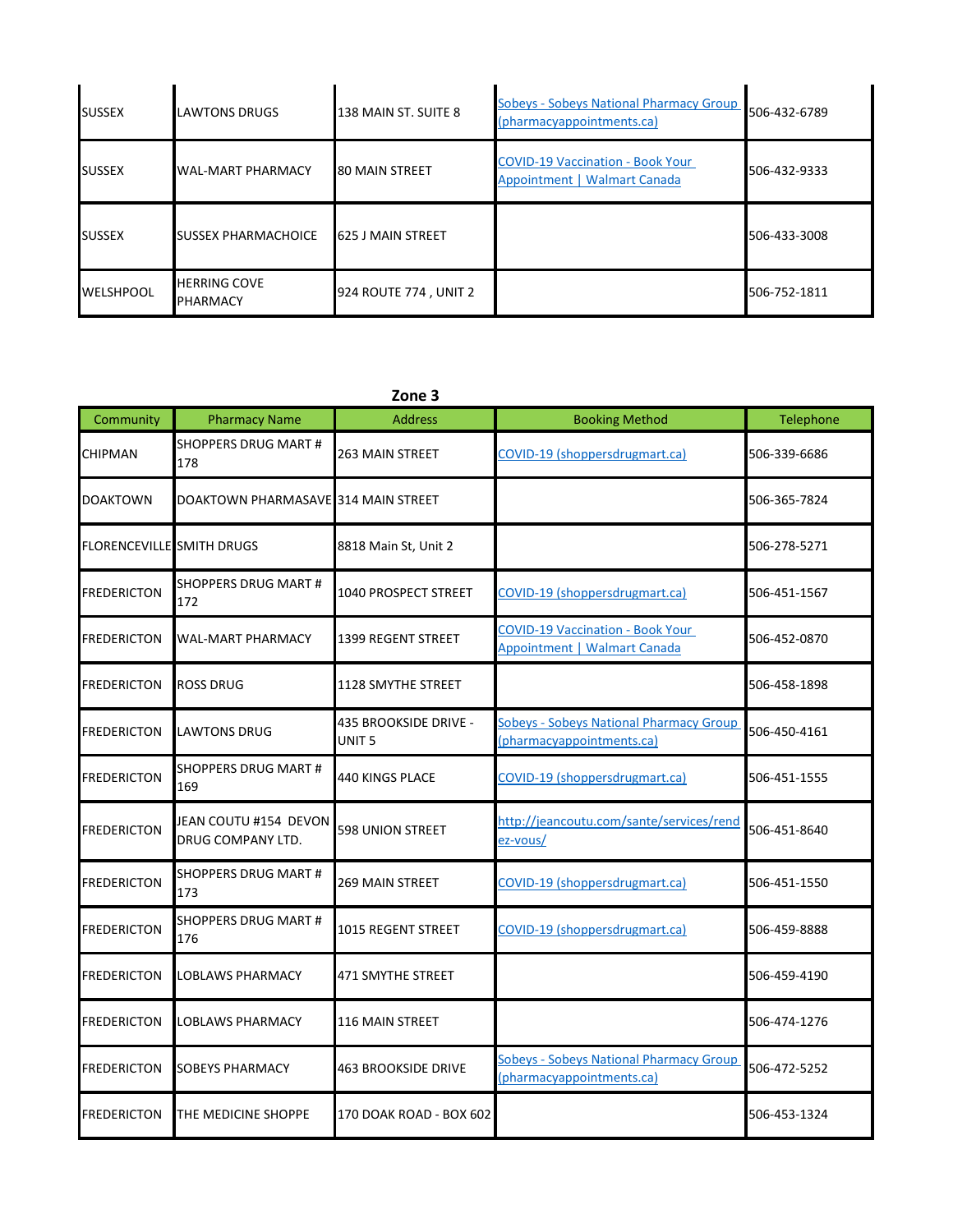| | | | | |
|---|---|---|---|---|
| SUSSEX | LAWTONS DRUGS | 138 MAIN ST. SUITE 8 | Sobeys - Sobeys National Pharmacy Group (pharmacyappointments.ca) | 506-432-6789 |
| SUSSEX | WAL-MART PHARMACY | 80 MAIN STREET | COVID-19 Vaccination - Book Your Appointment \| Walmart Canada | 506-432-9333 |
| SUSSEX | SUSSEX PHARMACHOICE | 625 J MAIN STREET | | 506-433-3008 |
| WELSHPOOL | HERRING COVE PHARMACY | 924 ROUTE 774 , UNIT 2 | | 506-752-1811 |

**Zone 3**

| Community | Pharmacy Name | Address | Booking Method | Telephone |
|---|---|---|---|---|
| CHIPMAN | SHOPPERS DRUG MART # 178 | 263 MAIN STREET | COVID-19 (shoppersdrugmart.ca) | 506-339-6686 |
| DOAKTOWN | DOAKTOWN PHARMASAVE | 314 MAIN STREET | | 506-365-7824 |
| FLORENCEVILLE | SMITH DRUGS | 8818 Main St, Unit 2 | | 506-278-5271 |
| FREDERICTON | SHOPPERS DRUG MART # 172 | 1040 PROSPECT STREET | COVID-19 (shoppersdrugmart.ca) | 506-451-1567 |
| FREDERICTON | WAL-MART PHARMACY | 1399 REGENT STREET | COVID-19 Vaccination - Book Your Appointment \| Walmart Canada | 506-452-0870 |
| FREDERICTON | ROSS DRUG | 1128 SMYTHE STREET | | 506-458-1898 |
| FREDERICTON | LAWTONS DRUG | 435 BROOKSIDE DRIVE - UNIT 5 | Sobeys - Sobeys National Pharmacy Group (pharmacyappointments.ca) | 506-450-4161 |
| FREDERICTON | SHOPPERS DRUG MART # 169 | 440 KINGS PLACE | COVID-19 (shoppersdrugmart.ca) | 506-451-1555 |
| FREDERICTON | JEAN COUTU #154 DEVON DRUG COMPANY LTD. | 598 UNION STREET | http://jeancoutu.com/sante/services/rendez-vous/ | 506-451-8640 |
| FREDERICTON | SHOPPERS DRUG MART # 173 | 269 MAIN STREET | COVID-19 (shoppersdrugmart.ca) | 506-451-1550 |
| FREDERICTON | SHOPPERS DRUG MART # 176 | 1015 REGENT STREET | COVID-19 (shoppersdrugmart.ca) | 506-459-8888 |
| FREDERICTON | LOBLAWS PHARMACY | 471 SMYTHE STREET | | 506-459-4190 |
| FREDERICTON | LOBLAWS PHARMACY | 116 MAIN STREET | | 506-474-1276 |
| FREDERICTON | SOBEYS PHARMACY | 463 BROOKSIDE DRIVE | Sobeys - Sobeys National Pharmacy Group (pharmacyappointments.ca) | 506-472-5252 |
| FREDERICTON | THE MEDICINE SHOPPE | 170 DOAK ROAD - BOX 602 | | 506-453-1324 |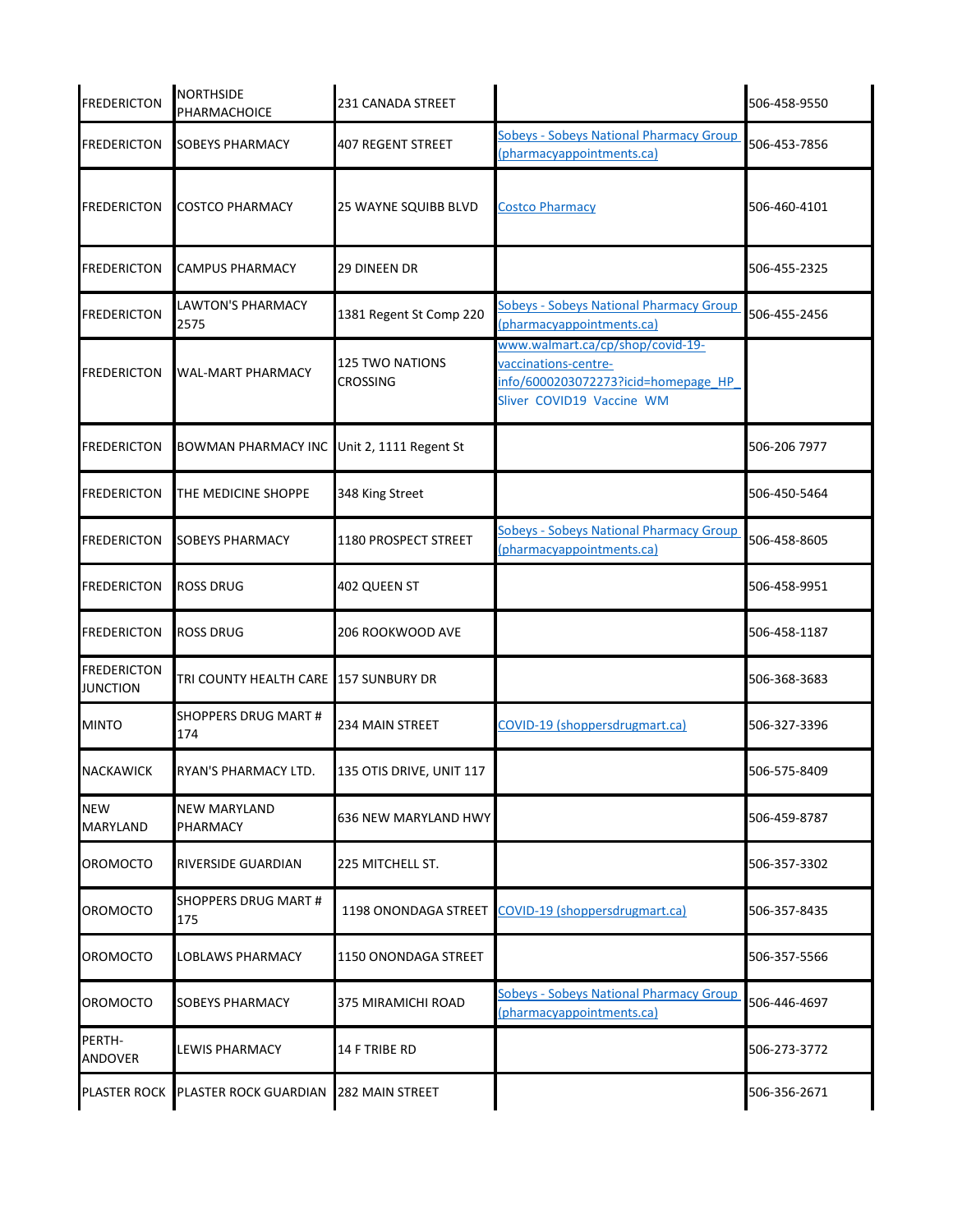| | | | | |
|---|---|---|---|---|
| FREDERICTON | NORTHSIDE PHARMACHOICE | 231 CANADA STREET | | 506-458-9550 |
| FREDERICTON | SOBEYS PHARMACY | 407 REGENT STREET | Sobeys - Sobeys National Pharmacy Group (pharmacyappointments.ca) | 506-453-7856 |
| FREDERICTON | COSTCO PHARMACY | 25 WAYNE SQUIBB BLVD | Costco Pharmacy | 506-460-4101 |
| FREDERICTON | CAMPUS PHARMACY | 29 DINEEN DR | | 506-455-2325 |
| FREDERICTON | LAWTON'S PHARMACY 2575 | 1381 Regent St Comp 220 | Sobeys - Sobeys National Pharmacy Group (pharmacyappointments.ca) | 506-455-2456 |
| FREDERICTON | WAL-MART PHARMACY | 125 TWO NATIONS CROSSING | www.walmart.ca/cp/shop/covid-19-vaccinations-centre-info/6000203072273?icid=homepage_HP_Sliver_COVID19_Vaccine_WM | |
| FREDERICTON | BOWMAN PHARMACY INC | Unit 2, 1111 Regent St | | 506-206 7977 |
| FREDERICTON | THE MEDICINE SHOPPE | 348 King Street | | 506-450-5464 |
| FREDERICTON | SOBEYS PHARMACY | 1180 PROSPECT STREET | Sobeys - Sobeys National Pharmacy Group (pharmacyappointments.ca) | 506-458-8605 |
| FREDERICTON | ROSS DRUG | 402 QUEEN ST | | 506-458-9951 |
| FREDERICTON | ROSS DRUG | 206 ROOKWOOD AVE | | 506-458-1187 |
| FREDERICTON JUNCTION | TRI COUNTY HEALTH CARE | 157 SUNBURY DR | | 506-368-3683 |
| MINTO | SHOPPERS DRUG MART # 174 | 234 MAIN STREET | COVID-19 (shoppersdrugmart.ca) | 506-327-3396 |
| NACKAWICK | RYAN'S PHARMACY LTD. | 135 OTIS DRIVE, UNIT 117 | | 506-575-8409 |
| NEW MARYLAND | NEW MARYLAND PHARMACY | 636 NEW MARYLAND HWY | | 506-459-8787 |
| OROMOCTO | RIVERSIDE GUARDIAN | 225 MITCHELL ST. | | 506-357-3302 |
| OROMOCTO | SHOPPERS DRUG MART # 175 | 1198 ONONDAGA STREET | COVID-19 (shoppersdrugmart.ca) | 506-357-8435 |
| OROMOCTO | LOBLAWS PHARMACY | 1150 ONONDAGA STREET | | 506-357-5566 |
| OROMOCTO | SOBEYS PHARMACY | 375 MIRAMICHI ROAD | Sobeys - Sobeys National Pharmacy Group (pharmacyappointments.ca) | 506-446-4697 |
| PERTH-ANDOVER | LEWIS PHARMACY | 14 F TRIBE RD | | 506-273-3772 |
| PLASTER ROCK | PLASTER ROCK GUARDIAN | 282 MAIN STREET | | 506-356-2671 |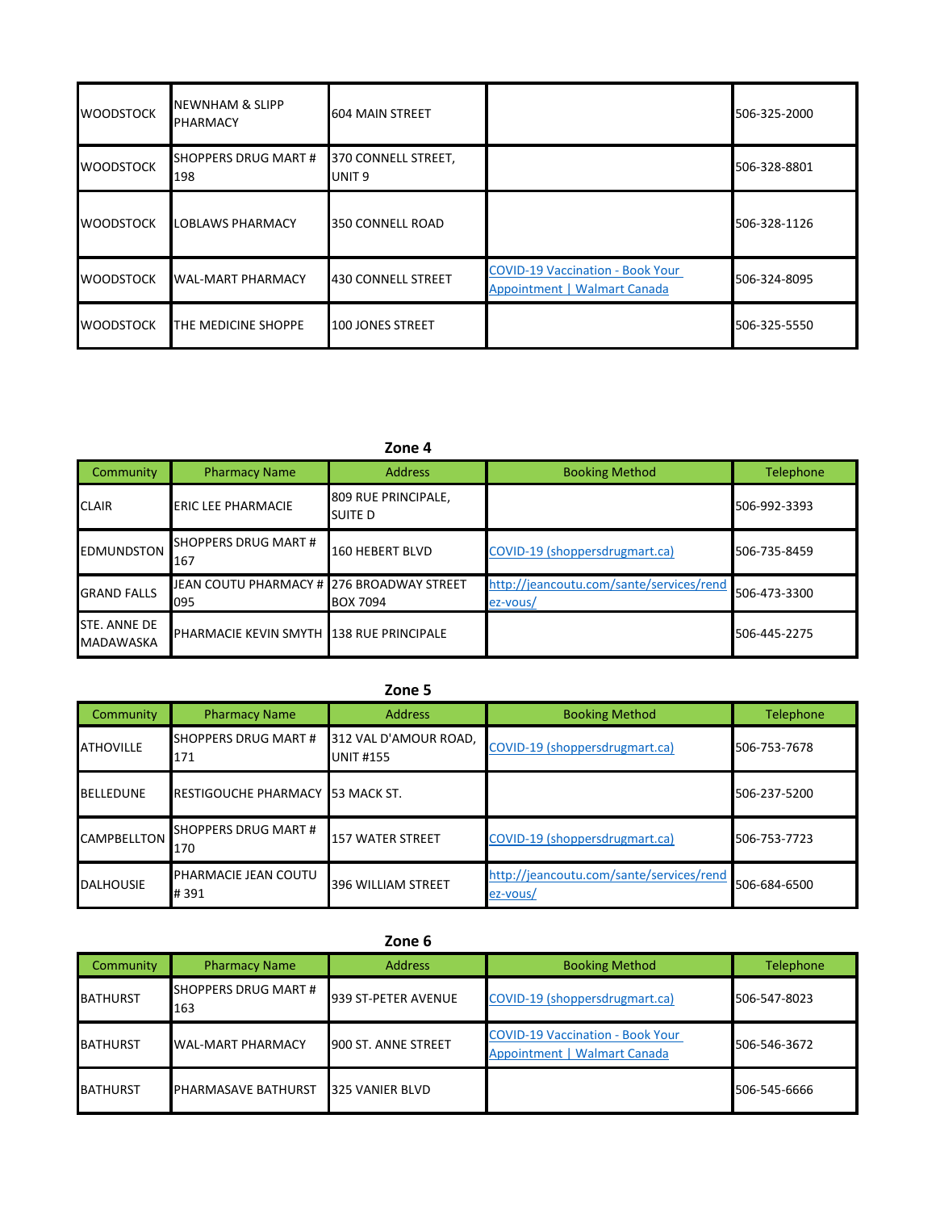| | | | | |
|---|---|---|---|---|
| WOODSTOCK | NEWNHAM & SLIPP PHARMACY | 604 MAIN STREET | | 506-325-2000 |
| WOODSTOCK | SHOPPERS DRUG MART # 198 | 370 CONNELL STREET, UNIT 9 | | 506-328-8801 |
| WOODSTOCK | LOBLAWS PHARMACY | 350 CONNELL ROAD | | 506-328-1126 |
| WOODSTOCK | WAL-MART PHARMACY | 430 CONNELL STREET | COVID-19 Vaccination - Book Your Appointment \| Walmart Canada | 506-324-8095 |
| WOODSTOCK | THE MEDICINE SHOPPE | 100 JONES STREET | | 506-325-5550 |

## Zone 4

| Community | Pharmacy Name | Address | Booking Method | Telephone |
|---|---|---|---|---|
| CLAIR | ERIC LEE PHARMACIE | 809 RUE PRINCIPALE, SUITE D | | 506-992-3393 |
| EDMUNDSTON | SHOPPERS DRUG MART # 167 | 160 HEBERT BLVD | COVID-19 (shoppersdrugmart.ca) | 506-735-8459 |
| GRAND FALLS | JEAN COUTU PHARMACY # 095 | 276 BROADWAY STREET BOX 7094 | http://jeancoutu.com/sante/services/rendez-vous/ | 506-473-3300 |
| STE. ANNE DE MADAWASKA | PHARMACIE KEVIN SMYTH | 138 RUE PRINCIPALE | | 506-445-2275 |

## Zone 5

| Community | Pharmacy Name | Address | Booking Method | Telephone |
|---|---|---|---|---|
| ATHOVILLE | SHOPPERS DRUG MART # 171 | 312 VAL D'AMOUR ROAD, UNIT #155 | COVID-19 (shoppersdrugmart.ca) | 506-753-7678 |
| BELLEDUNE | RESTIGOUCHE PHARMACY | 53 MACK ST. | | 506-237-5200 |
| CAMPBELLTON | SHOPPERS DRUG MART # 170 | 157 WATER STREET | COVID-19 (shoppersdrugmart.ca) | 506-753-7723 |
| DALHOUSIE | PHARMACIE JEAN COUTU # 391 | 396 WILLIAM STREET | http://jeancoutu.com/sante/services/rendez-vous/ | 506-684-6500 |

## Zone 6

| Community | Pharmacy Name | Address | Booking Method | Telephone |
|---|---|---|---|---|
| BATHURST | SHOPPERS DRUG MART # 163 | 939 ST-PETER AVENUE | COVID-19 (shoppersdrugmart.ca) | 506-547-8023 |
| BATHURST | WAL-MART PHARMACY | 900 ST. ANNE STREET | COVID-19 Vaccination - Book Your Appointment \| Walmart Canada | 506-546-3672 |
| BATHURST | PHARMASAVE BATHURST | 325 VANIER BLVD | | 506-545-6666 |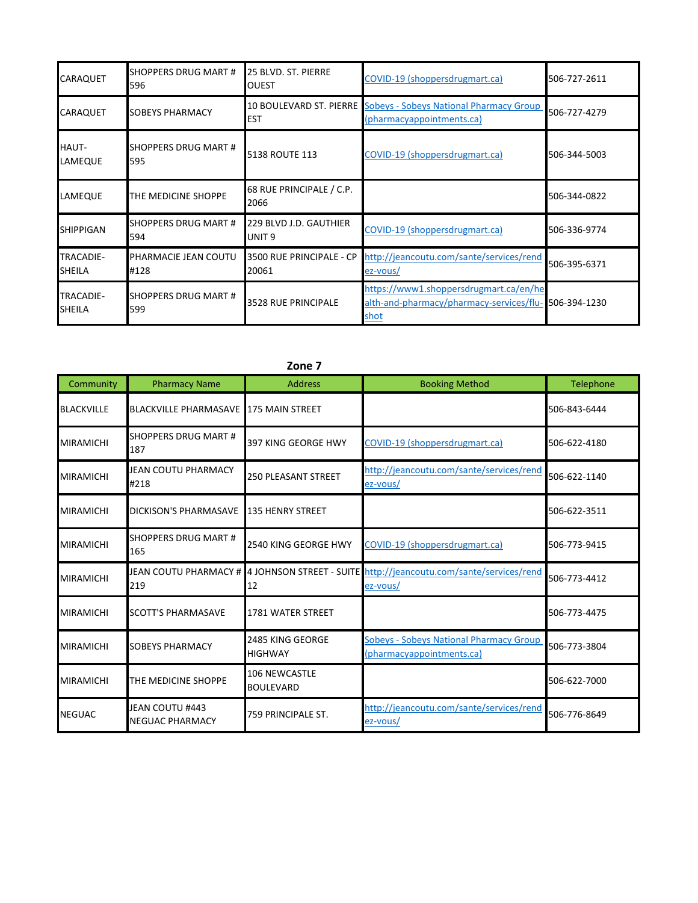| | | | | |
|---|---|---|---|---|
| CARAQUET | SHOPPERS DRUG MART # 596 | 25 BLVD. ST. PIERRE OUEST | COVID-19 (shoppersdrugmart.ca) | 506-727-2611 |
| CARAQUET | SOBEYS PHARMACY | 10 BOULEVARD ST. PIERRE EST | Sobeys - Sobeys National Pharmacy Group (pharmacyappointments.ca) | 506-727-4279 |
| HAUT-LAMEQUE | SHOPPERS DRUG MART # 595 | 5138 ROUTE 113 | COVID-19 (shoppersdrugmart.ca) | 506-344-5003 |
| LAMEQUE | THE MEDICINE SHOPPE | 68 RUE PRINCIPALE / C.P. 2066 | | 506-344-0822 |
| SHIPPIGAN | SHOPPERS DRUG MART # 594 | 229 BLVD J.D. GAUTHIER UNIT 9 | COVID-19 (shoppersdrugmart.ca) | 506-336-9774 |
| TRACADIE-SHEILA | PHARMACIE JEAN COUTU #128 | 3500 RUE PRINCIPALE - CP 20061 | http://jeancoutu.com/sante/services/rendez-vous/ | 506-395-6371 |
| TRACADIE-SHEILA | SHOPPERS DRUG MART # 599 | 3528 RUE PRINCIPALE | https://www1.shoppersdrugmart.ca/en/health-and-pharmacy/pharmacy-services/flu-shot | 506-394-1230 |

## Zone 7

| Community | Pharmacy Name | Address | Booking Method | Telephone |
|---|---|---|---|---|
| BLACKVILLE | BLACKVILLE PHARMASAVE | 175 MAIN STREET | | 506-843-6444 |
| MIRAMICHI | SHOPPERS DRUG MART # 187 | 397 KING GEORGE HWY | COVID-19 (shoppersdrugmart.ca) | 506-622-4180 |
| MIRAMICHI | JEAN COUTU PHARMACY #218 | 250 PLEASANT STREET | http://jeancoutu.com/sante/services/rendez-vous/ | 506-622-1140 |
| MIRAMICHI | DICKISON'S PHARMASAVE | 135 HENRY STREET | | 506-622-3511 |
| MIRAMICHI | SHOPPERS DRUG MART # 165 | 2540 KING GEORGE HWY | COVID-19 (shoppersdrugmart.ca) | 506-773-9415 |
| MIRAMICHI | JEAN COUTU PHARMACY # 219 | 4 JOHNSON STREET - SUITE 12 | http://jeancoutu.com/sante/services/rendez-vous/ | 506-773-4412 |
| MIRAMICHI | SCOTT'S PHARMASAVE | 1781 WATER STREET | | 506-773-4475 |
| MIRAMICHI | SOBEYS PHARMACY | 2485 KING GEORGE HIGHWAY | Sobeys - Sobeys National Pharmacy Group (pharmacyappointments.ca) | 506-773-3804 |
| MIRAMICHI | THE MEDICINE SHOPPE | 106 NEWCASTLE BOULEVARD | | 506-622-7000 |
| NEGUAC | JEAN COUTU #443 NEGUAC PHARMACY | 759 PRINCIPALE ST. | http://jeancoutu.com/sante/services/rendez-vous/ | 506-776-8649 |